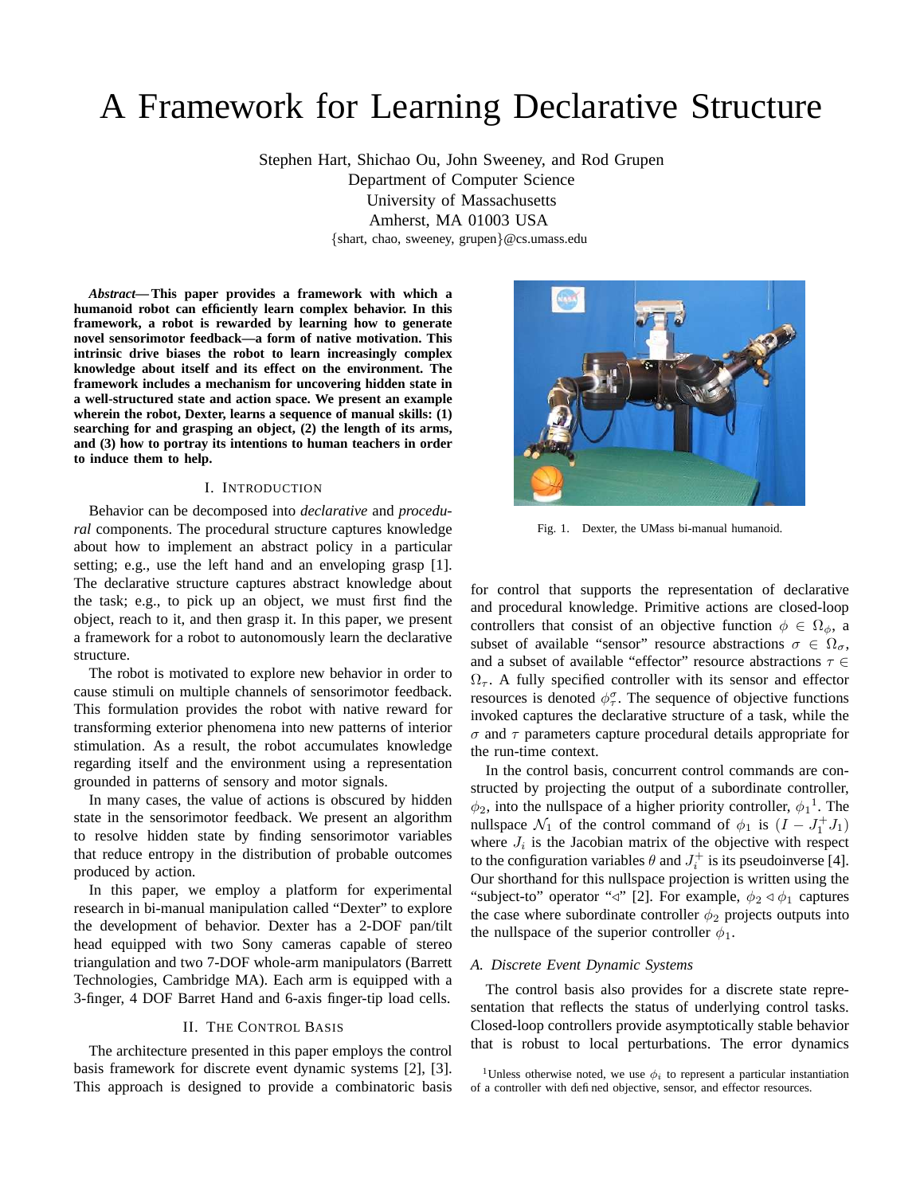# A Framework for Learning Declarative Structure

Stephen Hart, Shichao Ou, John Sweeney, and Rod Grupen
Department of Computer Science
University of Massachusetts
Amherst, MA 01003 USA
{shart, chao, sweeney, grupen}@cs.umass.edu

***Abstract*— This paper provides a framework with which a humanoid robot can efficiently learn complex behavior. In this framework, a robot is rewarded by learning how to generate novel sensorimotor feedback—a form of native motivation. This intrinsic drive biases the robot to learn increasingly complex knowledge about itself and its effect on the environment. The framework includes a mechanism for uncovering hidden state in a well-structured state and action space. We present an example wherein the robot, Dexter, learns a sequence of manual skills: (1) searching for and grasping an object, (2) the length of its arms, and (3) how to portray its intentions to human teachers in order to induce them to help.**

## I. Introduction

Behavior can be decomposed into *declarative* and *procedural* components. The procedural structure captures knowledge about how to implement an abstract policy in a particular setting; e.g., use the left hand and an enveloping grasp [1]. The declarative structure captures abstract knowledge about the task; e.g., to pick up an object, we must first find the object, reach to it, and then grasp it. In this paper, we present a framework for a robot to autonomously learn the declarative structure.

The robot is motivated to explore new behavior in order to cause stimuli on multiple channels of sensorimotor feedback. This formulation provides the robot with native reward for transforming exterior phenomena into new patterns of interior stimulation. As a result, the robot accumulates knowledge regarding itself and the environment using a representation grounded in patterns of sensory and motor signals.

In many cases, the value of actions is obscured by hidden state in the sensorimotor feedback. We present an algorithm to resolve hidden state by finding sensorimotor variables that reduce entropy in the distribution of probable outcomes produced by action.

In this paper, we employ a platform for experimental research in bi-manual manipulation called "Dexter" to explore the development of behavior. Dexter has a 2-DOF pan/tilt head equipped with two Sony cameras capable of stereo triangulation and two 7-DOF whole-arm manipulators (Barrett Technologies, Cambridge MA). Each arm is equipped with a 3-finger, 4 DOF Barret Hand and 6-axis finger-tip load cells.

Fig. 1. Dexter, the UMass bi-manual humanoid.

## II. The Control Basis

The architecture presented in this paper employs the control basis framework for discrete event dynamic systems [2], [3]. This approach is designed to provide a combinatoric basis for control that supports the representation of declarative and procedural knowledge. Primitive actions are closed-loop controllers that consist of an objective function $\phi \in \Omega_\phi$, a subset of available "sensor" resource abstractions $\sigma \in \Omega_\sigma$, and a subset of available "effector" resource abstractions $\tau \in \Omega_\tau$. A fully specified controller with its sensor and effector resources is denoted $\phi_\tau^\sigma$. The sequence of objective functions invoked captures the declarative structure of a task, while the $\sigma$ and $\tau$ parameters capture procedural details appropriate for the run-time context.

In the control basis, concurrent control commands are constructed by projecting the output of a subordinate controller, $\phi_2$, into the nullspace of a higher priority controller, $\phi_1$[1]. The nullspace $\mathcal{N}_1$ of the control command of $\phi_1$ is $(I - J_1^+ J_1)$ where $J_i$ is the Jacobian matrix of the objective with respect to the configuration variables $\theta$ and $J_i^+$ is its pseudoinverse [4]. Our shorthand for this nullspace projection is written using the "subject-to" operator "$\triangleleft$" [2]. For example, $\phi_2 \triangleleft \phi_1$ captures the case where subordinate controller $\phi_2$ projects outputs into the nullspace of the superior controller $\phi_1$.

### A. Discrete Event Dynamic Systems

The control basis also provides for a discrete state representation that reflects the status of underlying control tasks. Closed-loop controllers provide asymptotically stable behavior that is robust to local perturbations. The error dynamics

[1] Unless otherwise noted, we use $\phi_i$ to represent a particular instantiation of a controller with defined objective, sensor, and effector resources.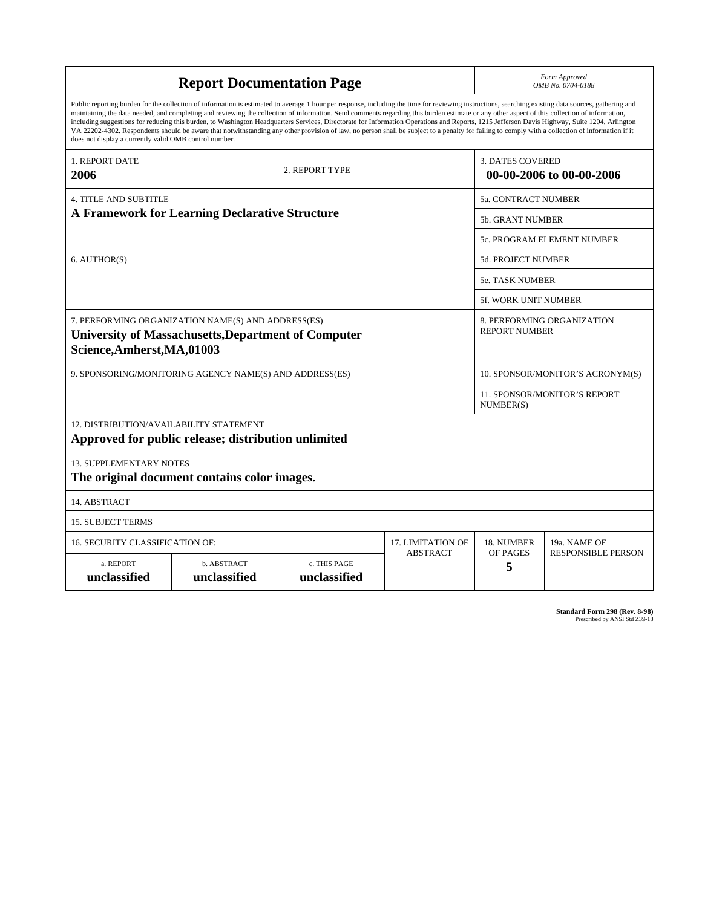# Report Documentation Page

*Form Approved*
*OMB No. 0704-0188*

Public reporting burden for the collection of information is estimated to average 1 hour per response, including the time for reviewing instructions, searching existing data sources, gathering and maintaining the data needed, and completing and reviewing the collection of information. Send comments regarding this burden estimate or any other aspect of this collection of information, including suggestions for reducing this burden, to Washington Headquarters Services, Directorate for Information Operations and Reports, 1215 Jefferson Davis Highway, Suite 1204, Arlington VA 22202-4302. Respondents should be aware that notwithstanding any other provision of law, no person shall be subject to a penalty for failing to comply with a collection of information if it does not display a currently valid OMB control number.

| 1. REPORT DATE | 2. REPORT TYPE | 3. DATES COVERED |
|---|---|---|
| **2006** | | **00-00-2006 to 00-00-2006** |

| 4. TITLE AND SUBTITLE | |
|---|---|
| **A Framework for Learning Declarative Structure** | 5a. CONTRACT NUMBER |
| | 5b. GRANT NUMBER |
| | 5c. PROGRAM ELEMENT NUMBER |
| 6. AUTHOR(S) | 5d. PROJECT NUMBER |
| | 5e. TASK NUMBER |
| | 5f. WORK UNIT NUMBER |
| 7. PERFORMING ORGANIZATION NAME(S) AND ADDRESS(ES) **University of Massachusetts,Department of Computer Science,Amherst,MA,01003** | 8. PERFORMING ORGANIZATION REPORT NUMBER |
| 9. SPONSORING/MONITORING AGENCY NAME(S) AND ADDRESS(ES) | 10. SPONSOR/MONITOR'S ACRONYM(S) |
| | 11. SPONSOR/MONITOR'S REPORT NUMBER(S) |

12. DISTRIBUTION/AVAILABILITY STATEMENT
**Approved for public release; distribution unlimited**

13. SUPPLEMENTARY NOTES
**The original document contains color images.**

14. ABSTRACT

15. SUBJECT TERMS

| 16. SECURITY CLASSIFICATION OF: | | | 17. LIMITATION OF ABSTRACT | 18. NUMBER OF PAGES | 19a. NAME OF RESPONSIBLE PERSON |
|---|---|---|---|---|---|
| a. REPORT | b. ABSTRACT | c. THIS PAGE | | | |
| **unclassified** | **unclassified** | **unclassified** | | **5** | |

**Standard Form 298 (Rev. 8-98)**
Prescribed by ANSI Std Z39-18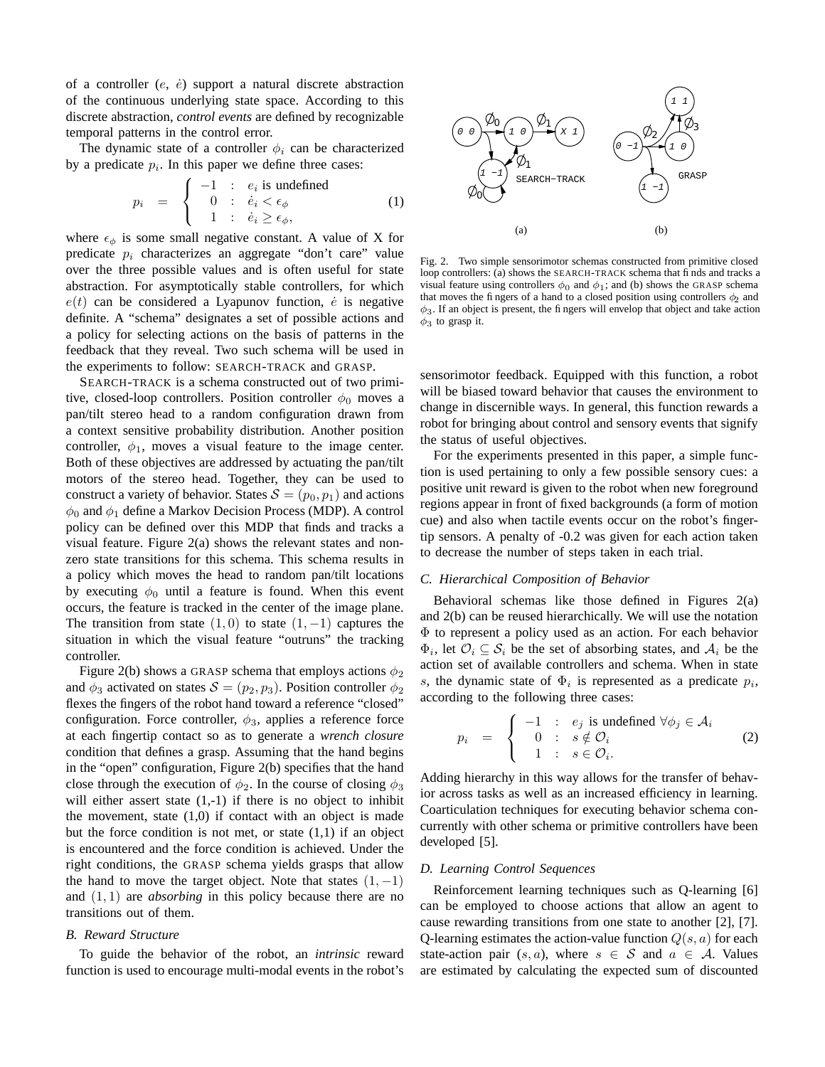of a controller ($e$, $\dot{e}$) support a natural discrete abstraction of the continuous underlying state space. According to this discrete abstraction, *control events* are defined by recognizable temporal patterns in the control error.

The dynamic state of a controller $\phi_i$ can be characterized by a predicate $p_i$. In this paper we define three cases:

$$p_i = \begin{cases} -1 & : \; e_i \text{ is undefined} \\ 0 & : \; \dot{e}_i < \epsilon_\phi \\ 1 & : \; \dot{e}_i \geq \epsilon_\phi, \end{cases} \tag{1}$$

where $\epsilon_\phi$ is some small negative constant. A value of X for predicate $p_i$ characterizes an aggregate "don't care" value over the three possible values and is often useful for state abstraction. For asymptotically stable controllers, for which $e(t)$ can be considered a Lyapunov function, $\dot{e}$ is negative definite. A "schema" designates a set of possible actions and a policy for selecting actions on the basis of patterns in the feedback that they reveal. Two such schema will be used in the experiments to follow: SEARCH-TRACK and GRASP.

SEARCH-TRACK is a schema constructed out of two primitive, closed-loop controllers. Position controller $\phi_0$ moves a pan/tilt stereo head to a random configuration drawn from a context sensitive probability distribution. Another position controller, $\phi_1$, moves a visual feature to the image center. Both of these objectives are addressed by actuating the pan/tilt motors of the stereo head. Together, they can be used to construct a variety of behavior. States $\mathcal{S} = (p_0, p_1)$ and actions $\phi_0$ and $\phi_1$ define a Markov Decision Process (MDP). A control policy can be defined over this MDP that finds and tracks a visual feature. Figure 2(a) shows the relevant states and non-zero state transitions for this schema. This schema results in a policy which moves the head to random pan/tilt locations by executing $\phi_0$ until a feature is found. When this event occurs, the feature is tracked in the center of the image plane. The transition from state $(1, 0)$ to state $(1, -1)$ captures the situation in which the visual feature "outruns" the tracking controller.

Figure 2(b) shows a GRASP schema that employs actions $\phi_2$ and $\phi_3$ activated on states $\mathcal{S} = (p_2, p_3)$. Position controller $\phi_2$ flexes the fingers of the robot hand toward a reference "closed" configuration. Force controller, $\phi_3$, applies a reference force at each fingertip contact so as to generate a *wrench closure* condition that defines a grasp. Assuming that the hand begins in the "open" configuration, Figure 2(b) specifies that the hand close through the execution of $\phi_2$. In the course of closing $\phi_3$ will either assert state (1,-1) if there is no object to inhibit the movement, state (1,0) if contact with an object is made but the force condition is not met, or state (1,1) if an object is encountered and the force condition is achieved. Under the right conditions, the GRASP schema yields grasps that allow the hand to move the target object. Note that states $(1, -1)$ and $(1, 1)$ are *absorbing* in this policy because there are no transitions out of them.

Fig. 2. Two simple sensorimotor schemas constructed from primitive closed loop controllers: (a) shows the SEARCH-TRACK schema that finds and tracks a visual feature using controllers $\phi_0$ and $\phi_1$; and (b) shows the GRASP schema that moves the fingers of a hand to a closed position using controllers $\phi_2$ and $\phi_3$. If an object is present, the fingers will envelop that object and take action $\phi_3$ to grasp it.

### B. Reward Structure

To guide the behavior of the robot, an *intrinsic* reward function is used to encourage multi-modal events in the robot's sensorimotor feedback. Equipped with this function, a robot will be biased toward behavior that causes the environment to change in discernible ways. In general, this function rewards a robot for bringing about control and sensory events that signify the status of useful objectives.

For the experiments presented in this paper, a simple function is used pertaining to only a few possible sensory cues: a positive unit reward is given to the robot when new foreground regions appear in front of fixed backgrounds (a form of motion cue) and also when tactile events occur on the robot's fingertip sensors. A penalty of -0.2 was given for each action taken to decrease the number of steps taken in each trial.

### C. Hierarchical Composition of Behavior

Behavioral schemas like those defined in Figures 2(a) and 2(b) can be reused hierarchically. We will use the notation $\Phi$ to represent a policy used as an action. For each behavior $\Phi_i$, let $\mathcal{O}_i \subseteq \mathcal{S}_i$ be the set of absorbing states, and $\mathcal{A}_i$ be the action set of available controllers and schema. When in state $s$, the dynamic state of $\Phi_i$ is represented as a predicate $p_i$, according to the following three cases:

$$p_i = \begin{cases} -1 & : \; e_j \text{ is undefined } \forall \phi_j \in \mathcal{A}_i \\ 0 & : \; s \notin \mathcal{O}_i \\ 1 & : \; s \in \mathcal{O}_i. \end{cases} \tag{2}$$

Adding hierarchy in this way allows for the transfer of behavior across tasks as well as an increased efficiency in learning. Coarticulation techniques for executing behavior schema concurrently with other schema or primitive controllers have been developed [5].

### D. Learning Control Sequences

Reinforcement learning techniques such as Q-learning [6] can be employed to choose actions that allow an agent to cause rewarding transitions from one state to another [2], [7]. Q-learning estimates the action-value function $Q(s, a)$ for each state-action pair $(s, a)$, where $s \in \mathcal{S}$ and $a \in \mathcal{A}$. Values are estimated by calculating the expected sum of discounted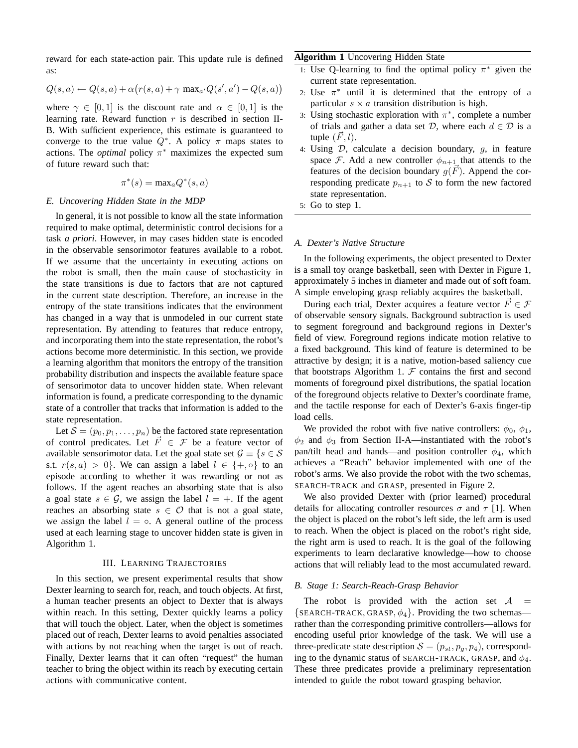reward for each state-action pair. This update rule is defined as:

$$Q(s,a) \leftarrow Q(s,a) + \alpha\big(r(s,a) + \gamma \ \max_{a'} Q(s',a') - Q(s,a)\big)$$

where $\gamma \in [0,1]$ is the discount rate and $\alpha \in [0,1]$ is the learning rate. Reward function $r$ is described in section II-B. With sufficient experience, this estimate is guaranteed to converge to the true value $Q^*$. A policy $\pi$ maps states to actions. The *optimal* policy $\pi^*$ maximizes the expected sum of future reward such that:

$$\pi^*(s) = \max_a Q^*(s,a)$$

### *E. Uncovering Hidden State in the MDP*

In general, it is not possible to know all the state information required to make optimal, deterministic control decisions for a task *a priori*. However, in may cases hidden state is encoded in the observable sensorimotor features available to a robot. If we assume that the uncertainty in executing actions on the robot is small, then the main cause of stochasticity in the state transitions is due to factors that are not captured in the current state description. Therefore, an increase in the entropy of the state transitions indicates that the environment has changed in a way that is unmodeled in our current state representation. By attending to features that reduce entropy, and incorporating them into the state representation, the robot's actions become more deterministic. In this section, we provide a learning algorithm that monitors the entropy of the transition probability distribution and inspects the available feature space of sensorimotor data to uncover hidden state. When relevant information is found, a predicate corresponding to the dynamic state of a controller that tracks that information is added to the state representation.

Let $\mathcal{S} = (p_0, p_1, \ldots, p_n)$ be the factored state representation of control predicates. Let $\vec{F} \in \mathcal{F}$ be a feature vector of available sensorimotor data. Let the goal state set $\mathcal{G} \equiv \{s \in \mathcal{S}$ s.t. $r(s,a) > 0\}$. We can assign a label $l \in \{+, \circ\}$ to an episode according to whether it was rewarding or not as follows. If the agent reaches an absorbing state that is also a goal state $s \in \mathcal{G}$, we assign the label $l = +$. If the agent reaches an absorbing state $s \in \mathcal{O}$ that is not a goal state, we assign the label $l = \circ$. A general outline of the process used at each learning stage to uncover hidden state is given in Algorithm 1.

**Algorithm 1** Uncovering Hidden State

1: Use Q-learning to find the optimal policy $\pi^*$ given the current state representation.
2: Use $\pi^*$ until it is determined that the entropy of a particular $s \times a$ transition distribution is high.
3: Using stochastic exploration with $\pi^*$, complete a number of trials and gather a data set $\mathcal{D}$, where each $d \in \mathcal{D}$ is a tuple $(\vec{F}, l)$.
4: Using $\mathcal{D}$, calculate a decision boundary, $g$, in feature space $\mathcal{F}$. Add a new controller $\phi_{n+1}$ that attends to the features of the decision boundary $g(\vec{F})$. Append the corresponding predicate $p_{n+1}$ to $\mathcal{S}$ to form the new factored state representation.
5: Go to step 1.

## III. Learning Trajectories

In this section, we present experimental results that show Dexter learning to search for, reach, and touch objects. At first, a human teacher presents an object to Dexter that is always within reach. In this setting, Dexter quickly learns a policy that will touch the object. Later, when the object is sometimes placed out of reach, Dexter learns to avoid penalties associated with actions by not reaching when the target is out of reach. Finally, Dexter learns that it can often "request" the human teacher to bring the object within its reach by executing certain actions with communicative content.

### *A. Dexter's Native Structure*

In the following experiments, the object presented to Dexter is a small toy orange basketball, seen with Dexter in Figure 1, approximately 5 inches in diameter and made out of soft foam. A simple enveloping grasp reliably acquires the basketball.

During each trial, Dexter acquires a feature vector $\vec{F} \in \mathcal{F}$ of observable sensory signals. Background subtraction is used to segment foreground and background regions in Dexter's field of view. Foreground regions indicate motion relative to a fixed background. This kind of feature is determined to be attractive by design; it is a native, motion-based saliency cue that bootstraps Algorithm 1. $\mathcal{F}$ contains the first and second moments of foreground pixel distributions, the spatial location of the foreground objects relative to Dexter's coordinate frame, and the tactile response for each of Dexter's 6-axis finger-tip load cells.

We provided the robot with five native controllers: $\phi_0$, $\phi_1$, $\phi_2$ and $\phi_3$ from Section II-A—instantiated with the robot's pan/tilt head and hands—and position controller $\phi_4$, which achieves a "Reach" behavior implemented with one of the robot's arms. We also provide the robot with the two schemas, SEARCH-TRACK and GRASP, presented in Figure 2.

We also provided Dexter with (prior learned) procedural details for allocating controller resources $\sigma$ and $\tau$ [1]. When the object is placed on the robot's left side, the left arm is used to reach. When the object is placed on the robot's right side, the right arm is used to reach. It is the goal of the following experiments to learn declarative knowledge—how to choose actions that will reliably lead to the most accumulated reward.

### *B. Stage 1: Search-Reach-Grasp Behavior*

The robot is provided with the action set $\mathcal{A} = \{\text{SEARCH-TRACK}, \text{GRASP}, \phi_4\}$. Providing the two schemas—rather than the corresponding primitive controllers—allows for encoding useful prior knowledge of the task. We will use a three-predicate state description $\mathcal{S} = (p_{st}, p_g, p_4)$, corresponding to the dynamic status of SEARCH-TRACK, GRASP, and $\phi_4$. These three predicates provide a preliminary representation intended to guide the robot toward grasping behavior.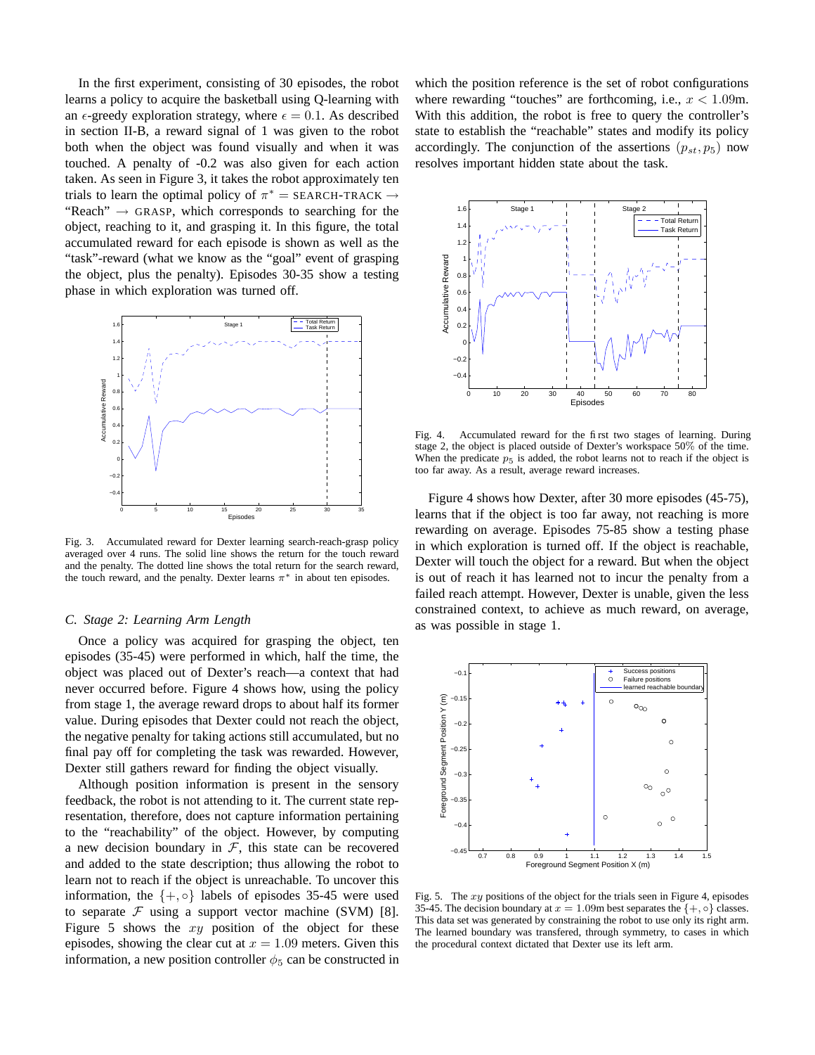In the first experiment, consisting of 30 episodes, the robot learns a policy to acquire the basketball using Q-learning with an $\epsilon$-greedy exploration strategy, where $\epsilon = 0.1$. As described in section II-B, a reward signal of 1 was given to the robot both when the object was found visually and when it was touched. A penalty of -0.2 was also given for each action taken. As seen in Figure 3, it takes the robot approximately ten trials to learn the optimal policy of $\pi^* =$ SEARCH-TRACK $\rightarrow$ "Reach" $\rightarrow$ GRASP, which corresponds to searching for the object, reaching to it, and grasping it. In this figure, the total accumulated reward for each episode is shown as well as the "task"-reward (what we know as the "goal" event of grasping the object, plus the penalty). Episodes 30-35 show a testing phase in which exploration was turned off.

Fig. 3. Accumulated reward for Dexter learning search-reach-grasp policy averaged over 4 runs. The solid line shows the return for the touch reward and the penalty. The dotted line shows the total return for the search reward, the touch reward, and the penalty. Dexter learns $\pi^*$ in about ten episodes.

### C. Stage 2: Learning Arm Length

Once a policy was acquired for grasping the object, ten episodes (35-45) were performed in which, half the time, the object was placed out of Dexter's reach—a context that had never occurred before. Figure 4 shows how, using the policy from stage 1, the average reward drops to about half its former value. During episodes that Dexter could not reach the object, the negative penalty for taking actions still accumulated, but no final pay off for completing the task was rewarded. However, Dexter still gathers reward for finding the object visually.

Although position information is present in the sensory feedback, the robot is not attending to it. The current state representation, therefore, does not capture information pertaining to the "reachability" of the object. However, by computing a new decision boundary in $\mathcal{F}$, this state can be recovered and added to the state description; thus allowing the robot to learn not to reach if the object is unreachable. To uncover this information, the $\{+, \circ\}$ labels of episodes 35-45 were used to separate $\mathcal{F}$ using a support vector machine (SVM) [8]. Figure 5 shows the $xy$ position of the object for these episodes, showing the clear cut at $x = 1.09$ meters. Given this information, a new position controller $\phi_5$ can be constructed in which the position reference is the set of robot configurations where rewarding "touches" are forthcoming, i.e., $x < 1.09$m. With this addition, the robot is free to query the controller's state to establish the "reachable" states and modify its policy accordingly. The conjunction of the assertions $(p_{st}, p_5)$ now resolves important hidden state about the task.

Fig. 4. Accumulated reward for the first two stages of learning. During stage 2, the object is placed outside of Dexter's workspace 50% of the time. When the predicate $p_5$ is added, the robot learns not to reach if the object is too far away. As a result, average reward increases.

Figure 4 shows how Dexter, after 30 more episodes (45-75), learns that if the object is too far away, not reaching is more rewarding on average. Episodes 75-85 show a testing phase in which exploration is turned off. If the object is reachable, Dexter will touch the object for a reward. But when the object is out of reach it has learned not to incur the penalty from a failed reach attempt. However, Dexter is unable, given the less constrained context, to achieve as much reward, on average, as was possible in stage 1.

Fig. 5. The $xy$ positions of the object for the trials seen in Figure 4, episodes 35-45. The decision boundary at $x = 1.09$m best separates the $\{+, \circ\}$ classes. This data set was generated by constraining the robot to use only its right arm. The learned boundary was transfered, through symmetry, to cases in which the procedural context dictated that Dexter use its left arm.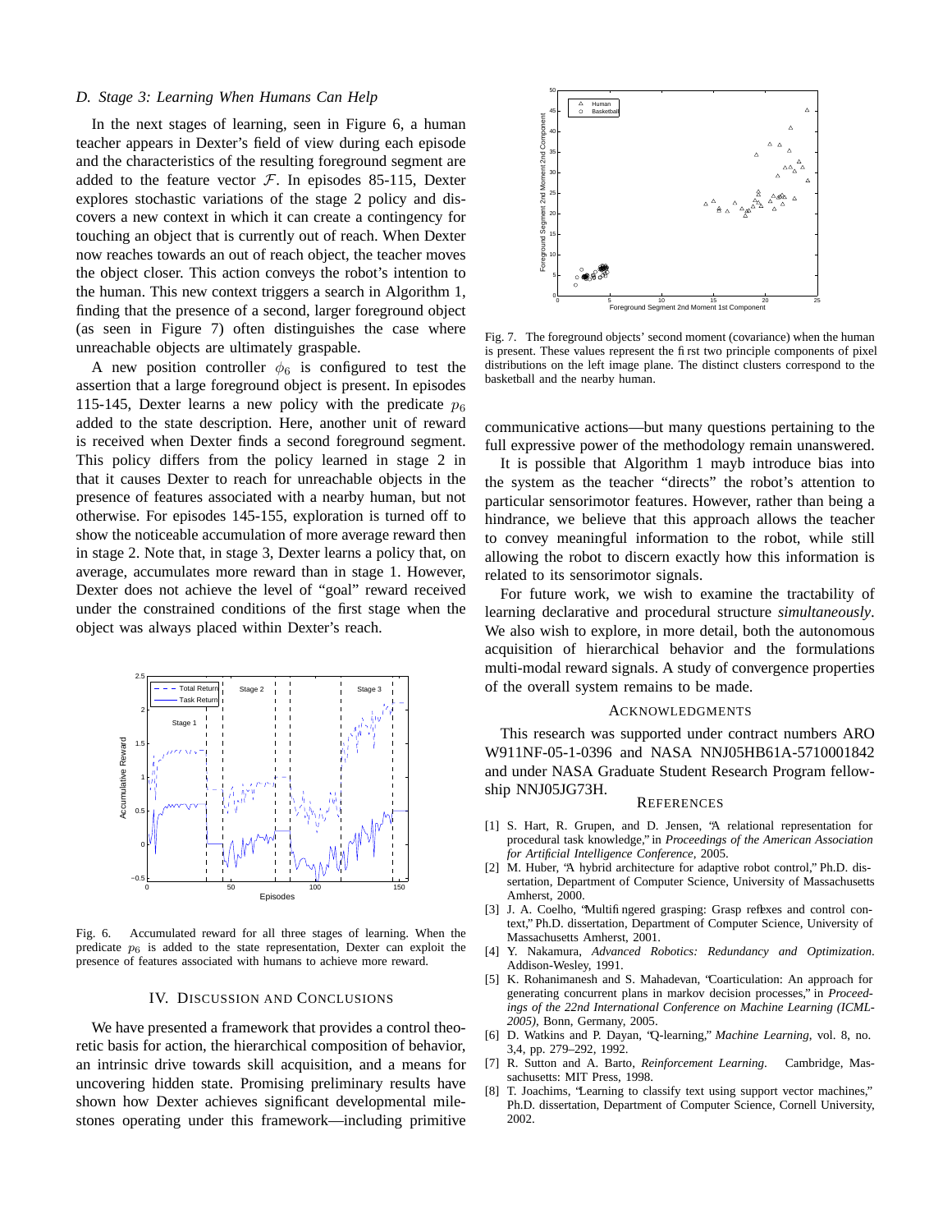### D. Stage 3: Learning When Humans Can Help

In the next stages of learning, seen in Figure 6, a human teacher appears in Dexter's field of view during each episode and the characteristics of the resulting foreground segment are added to the feature vector $\mathcal{F}$. In episodes 85-115, Dexter explores stochastic variations of the stage 2 policy and discovers a new context in which it can create a contingency for touching an object that is currently out of reach. When Dexter now reaches towards an out of reach object, the teacher moves the object closer. This action conveys the robot's intention to the human. This new context triggers a search in Algorithm 1, finding that the presence of a second, larger foreground object (as seen in Figure 7) often distinguishes the case where unreachable objects are ultimately graspable.

A new position controller $\phi_6$ is configured to test the assertion that a large foreground object is present. In episodes 115-145, Dexter learns a new policy with the predicate $p_6$ added to the state description. Here, another unit of reward is received when Dexter finds a second foreground segment. This policy differs from the policy learned in stage 2 in that it causes Dexter to reach for unreachable objects in the presence of features associated with a nearby human, but not otherwise. For episodes 145-155, exploration is turned off to show the noticeable accumulation of more average reward then in stage 2. Note that, in stage 3, Dexter learns a policy that, on average, accumulates more reward than in stage 1. However, Dexter does not achieve the level of "goal" reward received under the constrained conditions of the first stage when the object was always placed within Dexter's reach.

Total Return
Task Return
Stage 1
Stage 2
Stage 3
Accumulative Reward
Episodes
2.5
2
1.5
1
0.5
0
−0.5
0
50
100
150

Fig. 6. Accumulated reward for all three stages of learning. When the predicate $p_6$ is added to the state representation, Dexter can exploit the presence of features associated with humans to achieve more reward.

Human
Basketball
Foreground Segment 2nd Moment 2nd Component
Foreground Segment 2nd Moment 1st Component
50
45
40
35
30
25
20
15
10
5
0
0
5
10
15
20
25

Fig. 7. The foreground objects' second moment (covariance) when the human is present. These values represent the first two principle components of pixel distributions on the left image plane. The distinct clusters correspond to the basketball and the nearby human.

## IV. Discussion and Conclusions

We have presented a framework that provides a control theoretic basis for action, the hierarchical composition of behavior, an intrinsic drive towards skill acquisition, and a means for uncovering hidden state. Promising preliminary results have shown how Dexter achieves significant developmental milestones operating under this framework—including primitive communicative actions—but many questions pertaining to the full expressive power of the methodology remain unanswered.

It is possible that Algorithm 1 mayb introduce bias into the system as the teacher "directs" the robot's attention to particular sensorimotor features. However, rather than being a hindrance, we believe that this approach allows the teacher to convey meaningful information to the robot, while still allowing the robot to discern exactly how this information is related to its sensorimotor signals.

For future work, we wish to examine the tractability of learning declarative and procedural structure *simultaneously*. We also wish to explore, in more detail, both the autonomous acquisition of hierarchical behavior and the formulations multi-modal reward signals. A study of convergence properties of the overall system remains to be made.

## Acknowledgments

This research was supported under contract numbers ARO W911NF-05-1-0396 and NASA NNJ05HB61A-5710001842 and under NASA Graduate Student Research Program fellowship NNJ05JG73H.

## References

[1] S. Hart, R. Grupen, and D. Jensen, "A relational representation for procedural task knowledge," in *Proceedings of the American Association for Artificial Intelligence Conference*, 2005.

[2] M. Huber, "A hybrid architecture for adaptive robot control," Ph.D. dissertation, Department of Computer Science, University of Massachusetts Amherst, 2000.

[3] J. A. Coelho, "Multifingered grasping: Grasp reflexes and control context," Ph.D. dissertation, Department of Computer Science, University of Massachusetts Amherst, 2001.

[4] Y. Nakamura, *Advanced Robotics: Redundancy and Optimization*. Addison-Wesley, 1991.

[5] K. Rohanimanesh and S. Mahadevan, "Coarticulation: An approach for generating concurrent plans in markov decision processes," in *Proceedings of the 22nd International Conference on Machine Learning (ICML-2005)*, Bonn, Germany, 2005.

[6] D. Watkins and P. Dayan, "Q-learning," *Machine Learning*, vol. 8, no. 3,4, pp. 279–292, 1992.

[7] R. Sutton and A. Barto, *Reinforcement Learning*. Cambridge, Massachusetts: MIT Press, 1998.

[8] T. Joachims, "Learning to classify text using support vector machines," Ph.D. dissertation, Department of Computer Science, Cornell University, 2002.